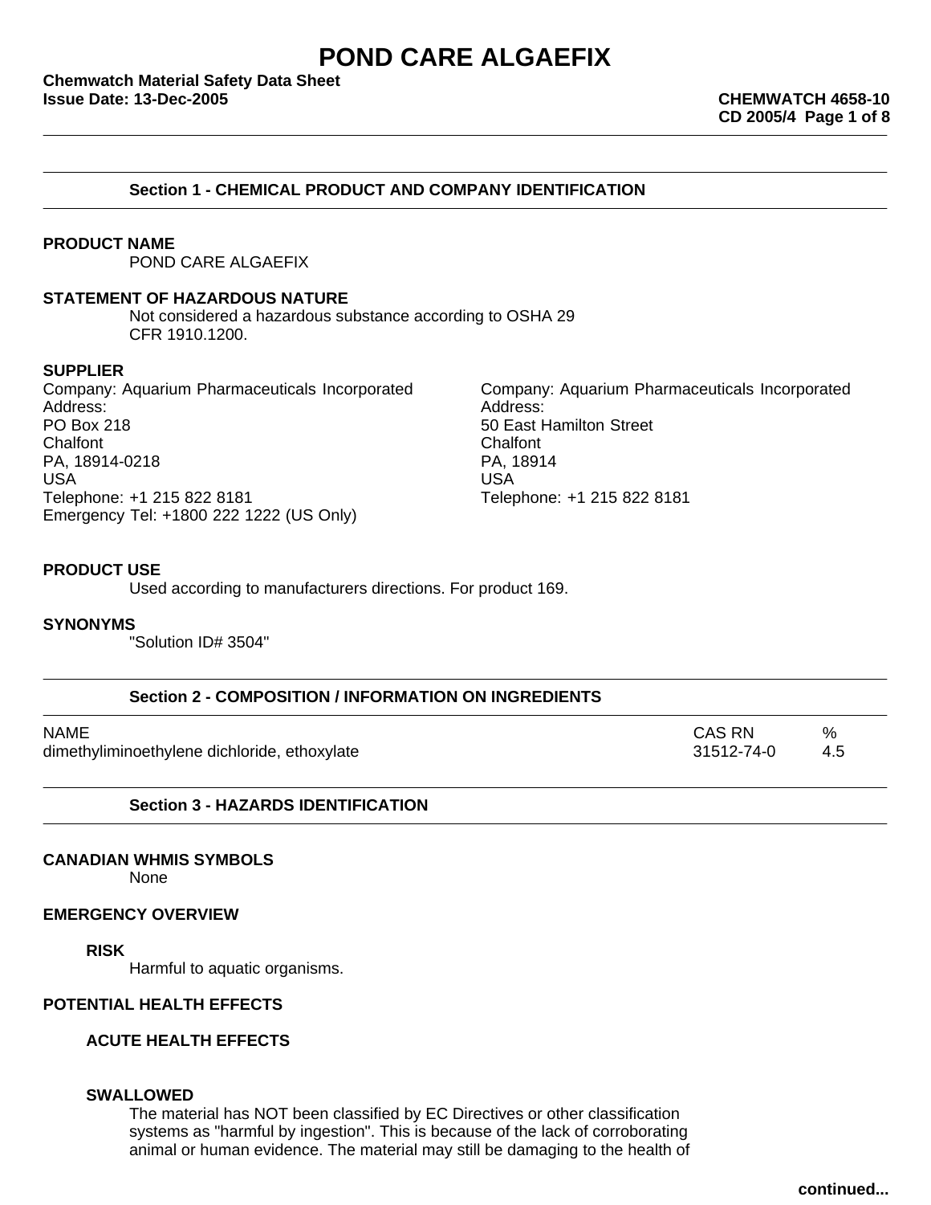# POND CARE ALGAEFIX

**Chemwatch Material Safety Data Sheet**
**Issue Date: 13-Dec-2005**
**CHEMWATCH 4658-10**
**CD 2005/4**

## Section 1 - CHEMICAL PRODUCT AND COMPANY IDENTIFICATION

**PRODUCT NAME**

POND CARE ALGAEFIX

**STATEMENT OF HAZARDOUS NATURE**

Not considered a hazardous substance according to OSHA 29 CFR 1910.1200.

**SUPPLIER**

Company: Aquarium Pharmaceuticals Incorporated
Address:
PO Box 218
Chalfont
PA, 18914-0218
USA
Telephone: +1 215 822 8181
Emergency Tel: +1800 222 1222 (US Only)

Company: Aquarium Pharmaceuticals Incorporated
Address:
50 East Hamilton Street
Chalfont
PA, 18914
USA
Telephone: +1 215 822 8181

**PRODUCT USE**

Used according to manufacturers directions. For product 169.

**SYNONYMS**

"Solution ID# 3504"

## Section 2 - COMPOSITION / INFORMATION ON INGREDIENTS

| NAME | CAS RN | % |
|---|---|---|
| dimethyliminoethylene dichloride, ethoxylate | 31512-74-0 | 4.5 |

## Section 3 - HAZARDS IDENTIFICATION

**CANADIAN WHMIS SYMBOLS**

None

**EMERGENCY OVERVIEW**

**RISK**

Harmful to aquatic organisms.

**POTENTIAL HEALTH EFFECTS**

**ACUTE HEALTH EFFECTS**

**SWALLOWED**

The material has NOT been classified by EC Directives or other classification systems as "harmful by ingestion". This is because of the lack of corroborating animal or human evidence. The material may still be damaging to the health of

continued...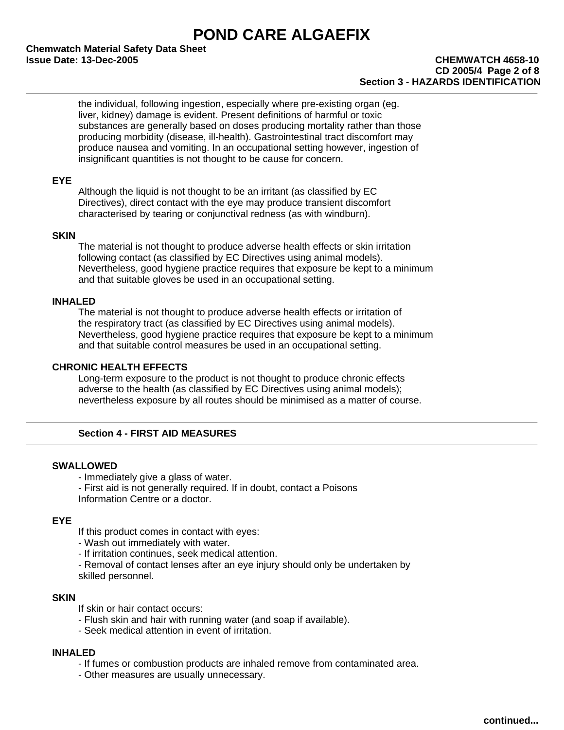the individual, following ingestion, especially where pre-existing organ (eg. liver, kidney) damage is evident. Present definitions of harmful or toxic substances are generally based on doses producing mortality rather than those producing morbidity (disease, ill-health). Gastrointestinal tract discomfort may produce nausea and vomiting. In an occupational setting however, ingestion of insignificant quantities is not thought to be cause for concern.

**EYE**

Although the liquid is not thought to be an irritant (as classified by EC Directives), direct contact with the eye may produce transient discomfort characterised by tearing or conjunctival redness (as with windburn).

**SKIN**

The material is not thought to produce adverse health effects or skin irritation following contact (as classified by EC Directives using animal models). Nevertheless, good hygiene practice requires that exposure be kept to a minimum and that suitable gloves be used in an occupational setting.

**INHALED**

The material is not thought to produce adverse health effects or irritation of the respiratory tract (as classified by EC Directives using animal models). Nevertheless, good hygiene practice requires that exposure be kept to a minimum and that suitable control measures be used in an occupational setting.

**CHRONIC HEALTH EFFECTS**

Long-term exposure to the product is not thought to produce chronic effects adverse to the health (as classified by EC Directives using animal models); nevertheless exposure by all routes should be minimised as a matter of course.

## Section 4 - FIRST AID MEASURES

**SWALLOWED**

- Immediately give a glass of water.
- First aid is not generally required. If in doubt, contact a Poisons Information Centre or a doctor.

**EYE**

If this product comes in contact with eyes:

- Wash out immediately with water.
- If irritation continues, seek medical attention.
- Removal of contact lenses after an eye injury should only be undertaken by skilled personnel.

**SKIN**

If skin or hair contact occurs:

- Flush skin and hair with running water (and soap if available).
- Seek medical attention in event of irritation.

**INHALED**

- If fumes or combustion products are inhaled remove from contaminated area.
- Other measures are usually unnecessary.

continued...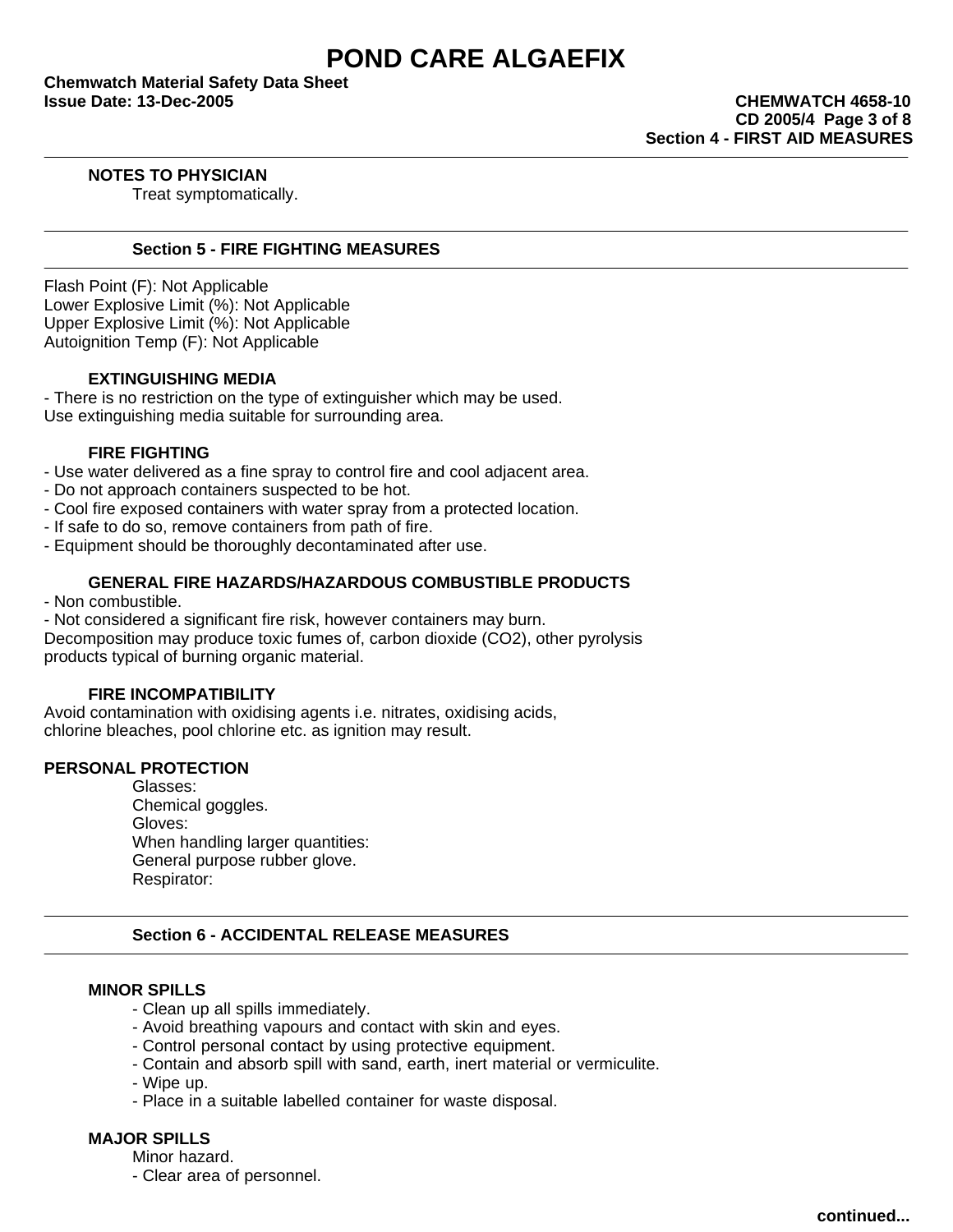### NOTES TO PHYSICIAN

Treat symptomatically.

## Section 5 - FIRE FIGHTING MEASURES

Flash Point (F): Not Applicable
Lower Explosive Limit (%): Not Applicable
Upper Explosive Limit (%): Not Applicable
Autoignition Temp (F): Not Applicable

### EXTINGUISHING MEDIA

- There is no restriction on the type of extinguisher which may be used.

Use extinguishing media suitable for surrounding area.

### FIRE FIGHTING

- Use water delivered as a fine spray to control fire and cool adjacent area.
- Do not approach containers suspected to be hot.
- Cool fire exposed containers with water spray from a protected location.
- If safe to do so, remove containers from path of fire.
- Equipment should be thoroughly decontaminated after use.

### GENERAL FIRE HAZARDS/HAZARDOUS COMBUSTIBLE PRODUCTS

- Non combustible.
- Not considered a significant fire risk, however containers may burn.

Decomposition may produce toxic fumes of, carbon dioxide ($CO_2$), other pyrolysis products typical of burning organic material.

### FIRE INCOMPATIBILITY

Avoid contamination with oxidising agents i.e. nitrates, oxidising acids, chlorine bleaches, pool chlorine etc. as ignition may result.

### PERSONAL PROTECTION

Glasses:
Chemical goggles.
Gloves:
When handling larger quantities:
General purpose rubber glove.
Respirator:

## Section 6 - ACCIDENTAL RELEASE MEASURES

### MINOR SPILLS

- Clean up all spills immediately.
- Avoid breathing vapours and contact with skin and eyes.
- Control personal contact by using protective equipment.
- Contain and absorb spill with sand, earth, inert material or vermiculite.
- Wipe up.
- Place in a suitable labelled container for waste disposal.

### MAJOR SPILLS

Minor hazard.

- Clear area of personnel.

continued...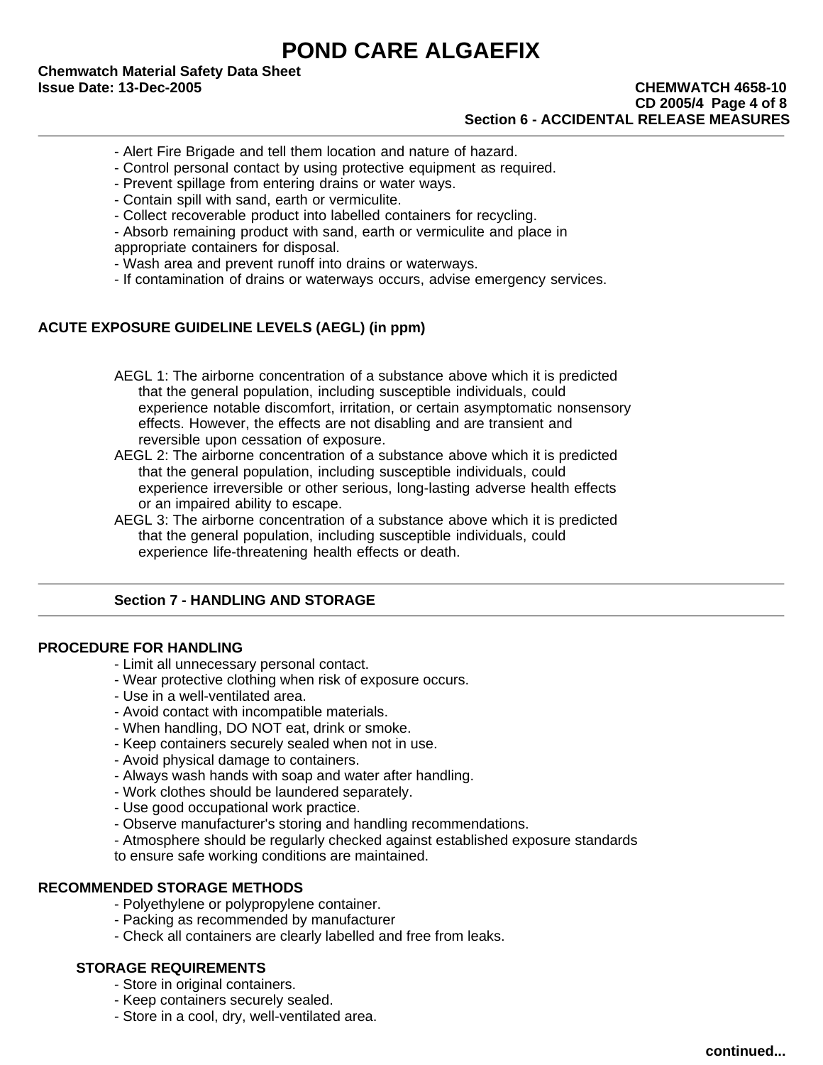- Alert Fire Brigade and tell them location and nature of hazard.
- Control personal contact by using protective equipment as required.
- Prevent spillage from entering drains or water ways.
- Contain spill with sand, earth or vermiculite.
- Collect recoverable product into labelled containers for recycling.
- Absorb remaining product with sand, earth or vermiculite and place in appropriate containers for disposal.
- Wash area and prevent runoff into drains or waterways.
- If contamination of drains or waterways occurs, advise emergency services.

**ACUTE EXPOSURE GUIDELINE LEVELS (AEGL) (in ppm)**

AEGL 1: The airborne concentration of a substance above which it is predicted that the general population, including susceptible individuals, could experience notable discomfort, irritation, or certain asymptomatic nonsensory effects. However, the effects are not disabling and are transient and reversible upon cessation of exposure.

AEGL 2: The airborne concentration of a substance above which it is predicted that the general population, including susceptible individuals, could experience irreversible or other serious, long-lasting adverse health effects or an impaired ability to escape.

AEGL 3: The airborne concentration of a substance above which it is predicted that the general population, including susceptible individuals, could experience life-threatening health effects or death.

## Section 7 - HANDLING AND STORAGE

**PROCEDURE FOR HANDLING**

- Limit all unnecessary personal contact.
- Wear protective clothing when risk of exposure occurs.
- Use in a well-ventilated area.
- Avoid contact with incompatible materials.
- When handling, DO NOT eat, drink or smoke.
- Keep containers securely sealed when not in use.
- Avoid physical damage to containers.
- Always wash hands with soap and water after handling.
- Work clothes should be laundered separately.
- Use good occupational work practice.
- Observe manufacturer's storing and handling recommendations.
- Atmosphere should be regularly checked against established exposure standards to ensure safe working conditions are maintained.

**RECOMMENDED STORAGE METHODS**

- Polyethylene or polypropylene container.
- Packing as recommended by manufacturer
- Check all containers are clearly labelled and free from leaks.

**STORAGE REQUIREMENTS**

- Store in original containers.
- Keep containers securely sealed.
- Store in a cool, dry, well-ventilated area.

continued...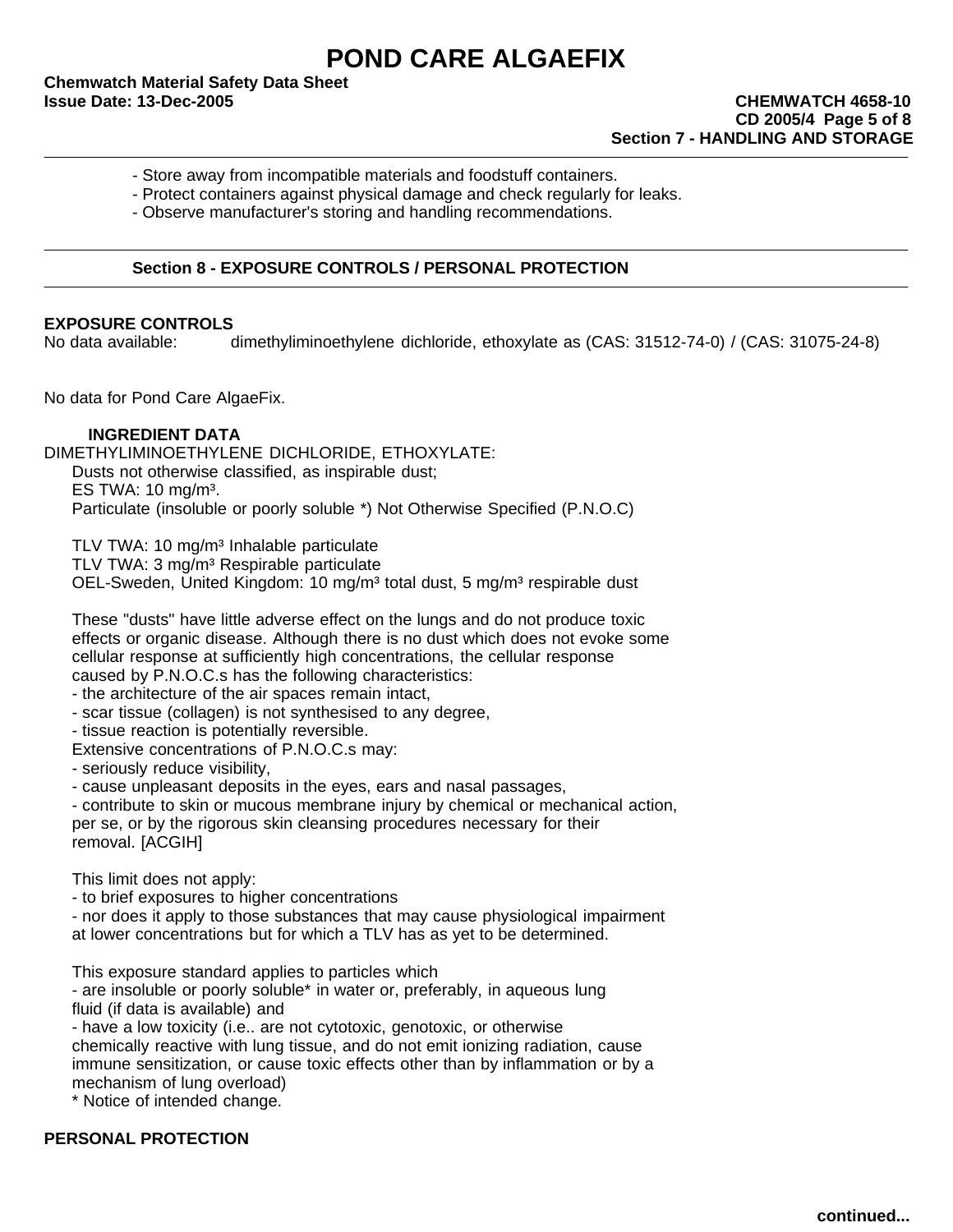- Store away from incompatible materials and foodstuff containers.
- Protect containers against physical damage and check regularly for leaks.
- Observe manufacturer's storing and handling recommendations.

## Section 8 - EXPOSURE CONTROLS / PERSONAL PROTECTION

**EXPOSURE CONTROLS**

No data available: dimethyliminoethylene dichloride, ethoxylate as (CAS: 31512-74-0) / (CAS: 31075-24-8)

No data for Pond Care AlgaeFix.

**INGREDIENT DATA**

DIMETHYLIMINOETHYLENE DICHLORIDE, ETHOXYLATE:

Dusts not otherwise classified, as inspirable dust;
ES TWA: 10 mg/m³.
Particulate (insoluble or poorly soluble *) Not Otherwise Specified (P.N.O.C)

TLV TWA: 10 mg/m³ Inhalable particulate
TLV TWA: 3 mg/m³ Respirable particulate
OEL-Sweden, United Kingdom: 10 mg/m³ total dust, 5 mg/m³ respirable dust

These "dusts" have little adverse effect on the lungs and do not produce toxic effects or organic disease. Although there is no dust which does not evoke some cellular response at sufficiently high concentrations, the cellular response caused by P.N.O.C.s has the following characteristics:
- the architecture of the air spaces remain intact,
- scar tissue (collagen) is not synthesised to any degree,
- tissue reaction is potentially reversible.

Extensive concentrations of P.N.O.C.s may:
- seriously reduce visibility,
- cause unpleasant deposits in the eyes, ears and nasal passages,
- contribute to skin or mucous membrane injury by chemical or mechanical action, per se, or by the rigorous skin cleansing procedures necessary for their removal. [ACGIH]

This limit does not apply:
- to brief exposures to higher concentrations
- nor does it apply to those substances that may cause physiological impairment at lower concentrations but for which a TLV has as yet to be determined.

This exposure standard applies to particles which
- are insoluble or poorly soluble* in water or, preferably, in aqueous lung fluid (if data is available) and
- have a low toxicity (i.e.. are not cytotoxic, genotoxic, or otherwise chemically reactive with lung tissue, and do not emit ionizing radiation, cause immune sensitization, or cause toxic effects other than by inflammation or by a mechanism of lung overload)

* Notice of intended change.

**PERSONAL PROTECTION**

continued...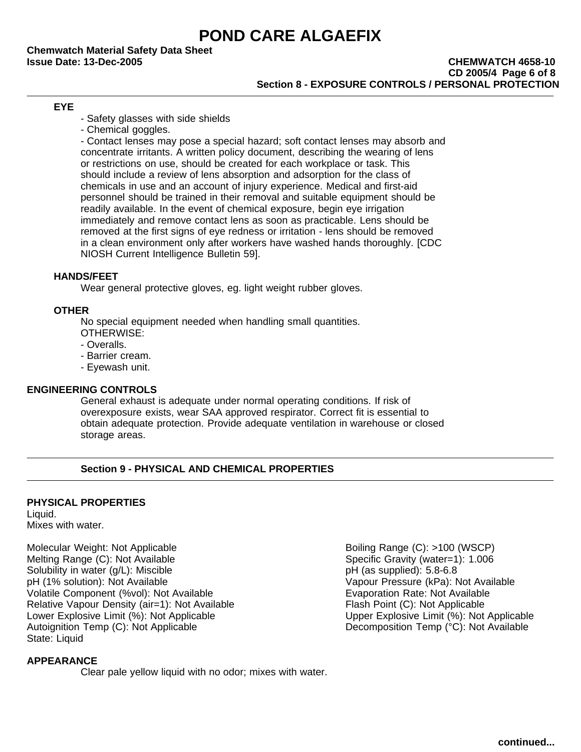### EYE

- Safety glasses with side shields
- Chemical goggles.
- Contact lenses may pose a special hazard; soft contact lenses may absorb and concentrate irritants. A written policy document, describing the wearing of lens or restrictions on use, should be created for each workplace or task. This should include a review of lens absorption and adsorption for the class of chemicals in use and an account of injury experience. Medical and first-aid personnel should be trained in their removal and suitable equipment should be readily available. In the event of chemical exposure, begin eye irrigation immediately and remove contact lens as soon as practicable. Lens should be removed at the first signs of eye redness or irritation - lens should be removed in a clean environment only after workers have washed hands thoroughly. [CDC NIOSH Current Intelligence Bulletin 59].

### HANDS/FEET

Wear general protective gloves, eg. light weight rubber gloves.

### OTHER

No special equipment needed when handling small quantities.
OTHERWISE:

- Overalls.
- Barrier cream.
- Eyewash unit.

### ENGINEERING CONTROLS

General exhaust is adequate under normal operating conditions. If risk of overexposure exists, wear SAA approved respirator. Correct fit is essential to obtain adequate protection. Provide adequate ventilation in warehouse or closed storage areas.

## Section 9 - PHYSICAL AND CHEMICAL PROPERTIES

### PHYSICAL PROPERTIES

Liquid.
Mixes with water.

| | |
|---|---|
| Molecular Weight: Not Applicable | Boiling Range (C): >100 (WSCP) |
| Melting Range (C): Not Available | Specific Gravity (water=1): 1.006 |
| Solubility in water (g/L): Miscible | pH (as supplied): 5.8-6.8 |
| pH (1% solution): Not Available | Vapour Pressure (kPa): Not Available |
| Volatile Component (%vol): Not Available | Evaporation Rate: Not Available |
| Relative Vapour Density (air=1): Not Available | Flash Point (C): Not Applicable |
| Lower Explosive Limit (%): Not Applicable | Upper Explosive Limit (%): Not Applicable |
| Autoignition Temp (C): Not Applicable | Decomposition Temp (°C): Not Available |
| State: Liquid | |

### APPEARANCE

Clear pale yellow liquid with no odor; mixes with water.

continued...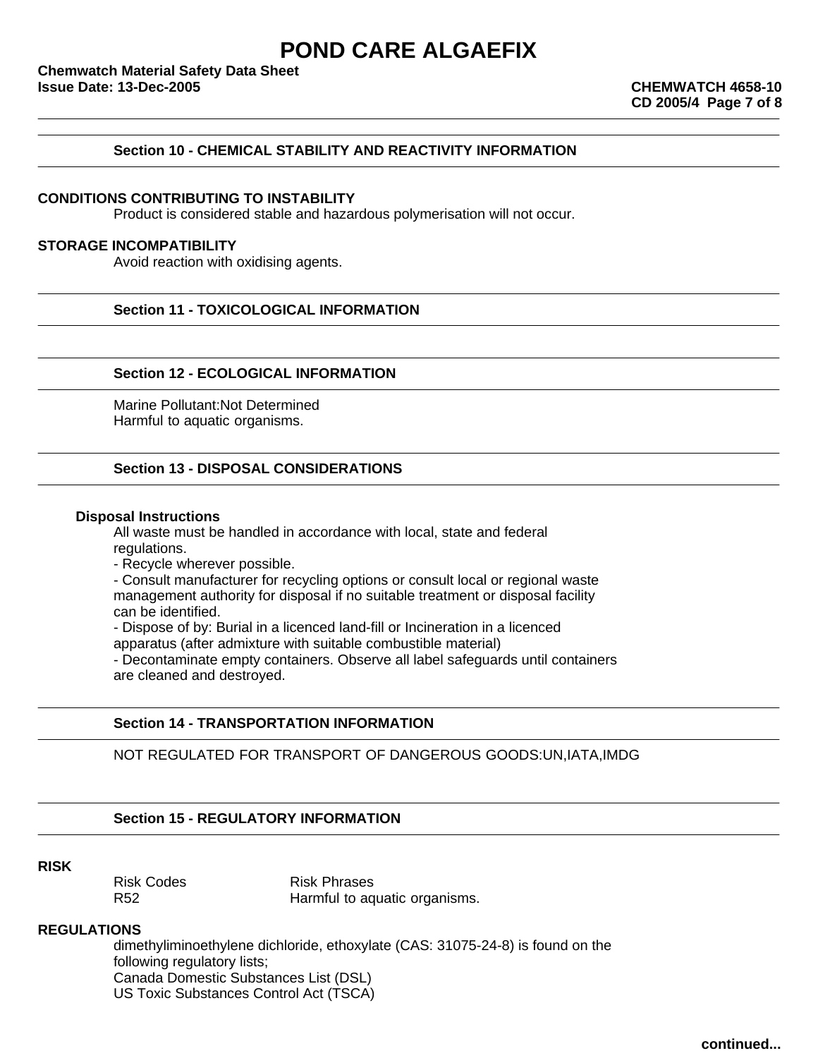## Section 10 - CHEMICAL STABILITY AND REACTIVITY INFORMATION

**CONDITIONS CONTRIBUTING TO INSTABILITY**

Product is considered stable and hazardous polymerisation will not occur.

**STORAGE INCOMPATIBILITY**

Avoid reaction with oxidising agents.

## Section 11 - TOXICOLOGICAL INFORMATION

## Section 12 - ECOLOGICAL INFORMATION

Marine Pollutant:Not Determined
Harmful to aquatic organisms.

## Section 13 - DISPOSAL CONSIDERATIONS

**Disposal Instructions**

All waste must be handled in accordance with local, state and federal regulations.

- Recycle wherever possible.
- Consult manufacturer for recycling options or consult local or regional waste management authority for disposal if no suitable treatment or disposal facility can be identified.
- Dispose of by: Burial in a licenced land-fill or Incineration in a licenced apparatus (after admixture with suitable combustible material)
- Decontaminate empty containers. Observe all label safeguards until containers are cleaned and destroyed.

## Section 14 - TRANSPORTATION INFORMATION

NOT REGULATED FOR TRANSPORT OF DANGEROUS GOODS:UN,IATA,IMDG

## Section 15 - REGULATORY INFORMATION

**RISK**

| Risk Codes | Risk Phrases |
|---|---|
| R52 | Harmful to aquatic organisms. |

**REGULATIONS**

dimethyliminoethylene dichloride, ethoxylate (CAS: 31075-24-8) is found on the following regulatory lists;
Canada Domestic Substances List (DSL)
US Toxic Substances Control Act (TSCA)

**continued...**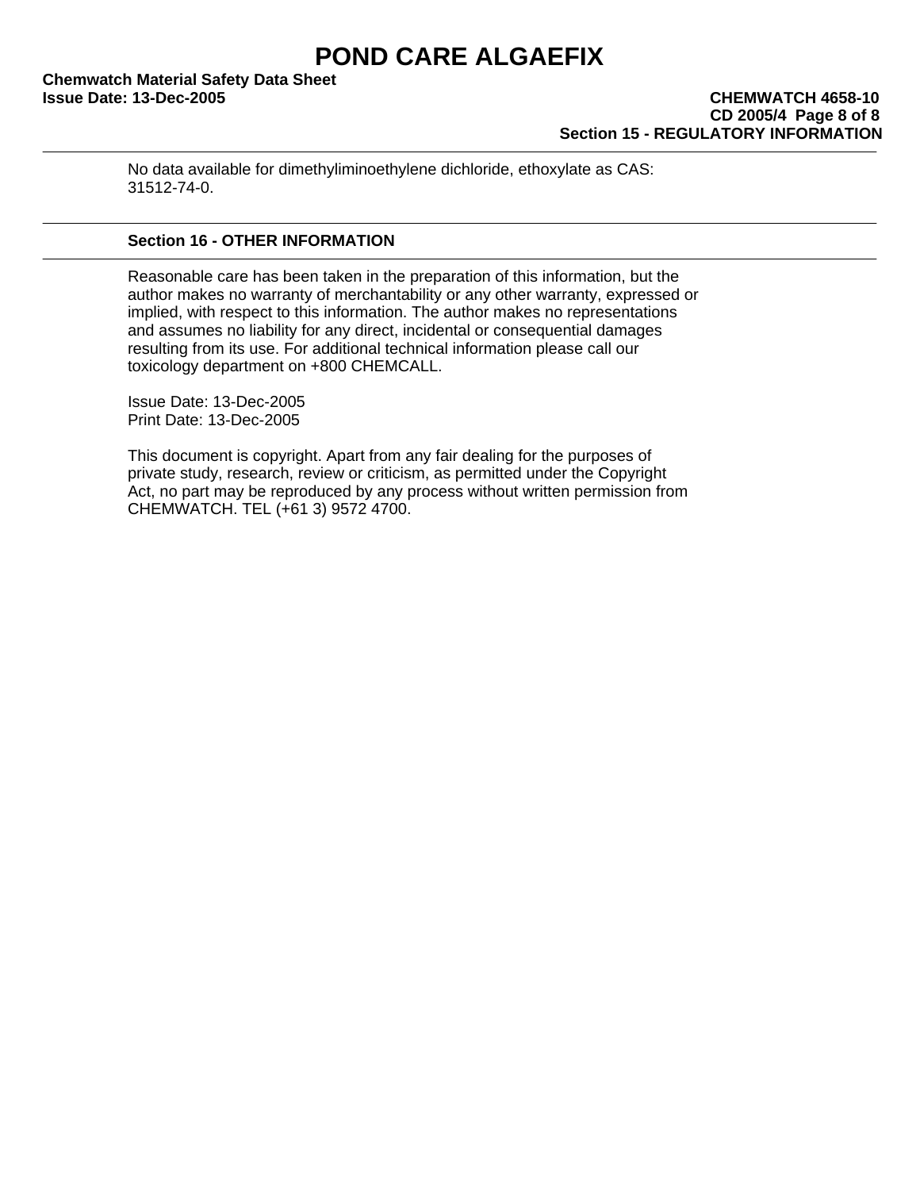No data available for dimethyliminoethylene dichloride, ethoxylate as CAS: 31512-74-0.

## Section 16 - OTHER INFORMATION

Reasonable care has been taken in the preparation of this information, but the author makes no warranty of merchantability or any other warranty, expressed or implied, with respect to this information. The author makes no representations and assumes no liability for any direct, incidental or consequential damages resulting from its use. For additional technical information please call our toxicology department on +800 CHEMCALL.

Issue Date: 13-Dec-2005
Print Date: 13-Dec-2005

This document is copyright. Apart from any fair dealing for the purposes of private study, research, review or criticism, as permitted under the Copyright Act, no part may be reproduced by any process without written permission from CHEMWATCH. TEL (+61 3) 9572 4700.